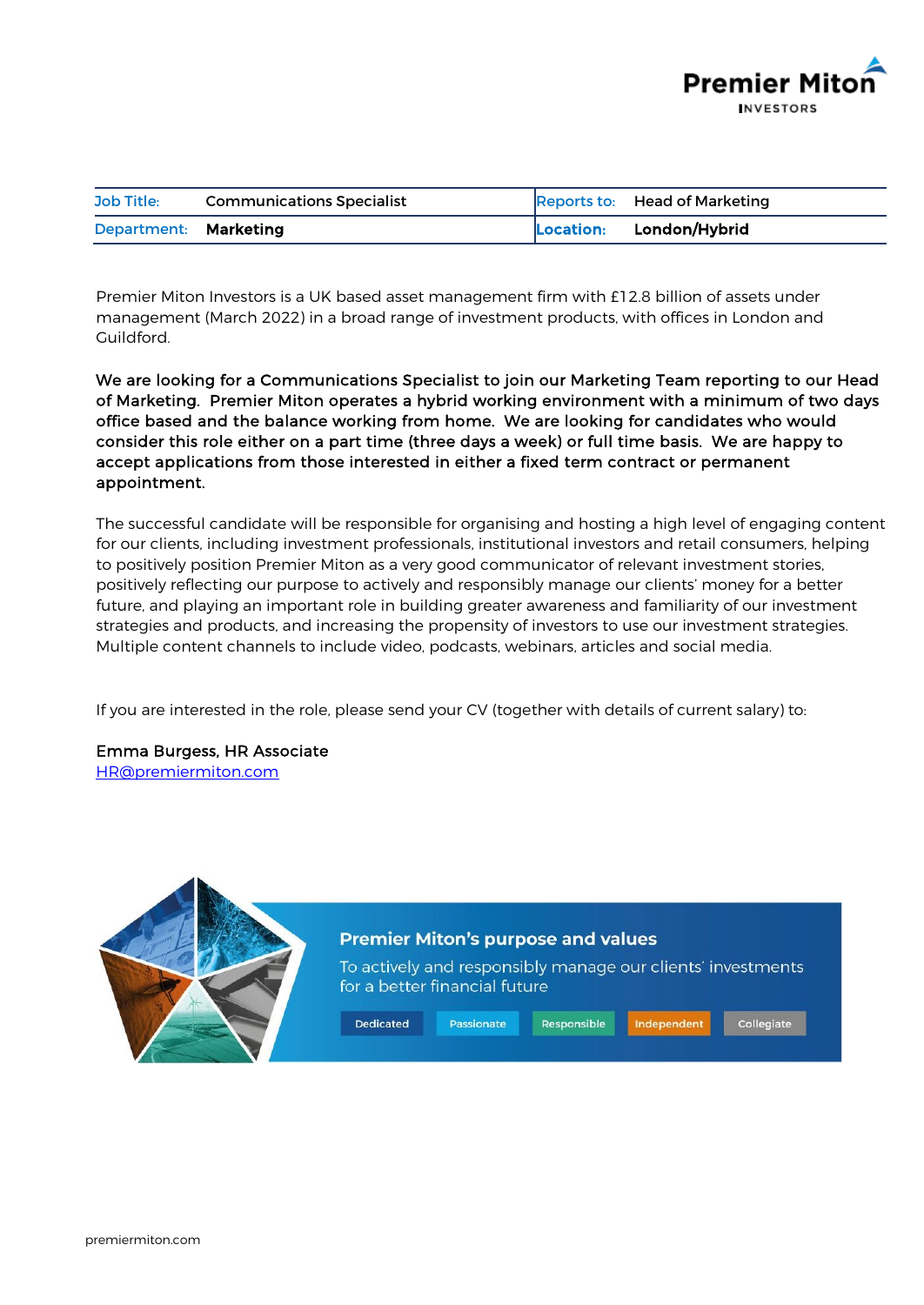Premier Miton
INVESTORS

| Job Title: | Communications Specialist | Reports to: | Head of Marketing |
|---|---|---|---|
| Department: | **Marketing** | **Location:** | **London/Hybrid** |

Premier Miton Investors is a UK based asset management firm with £12.8 billion of assets under management (March 2022) in a broad range of investment products, with offices in London and Guildford.

**We are looking for a Communications Specialist to join our Marketing Team reporting to our Head of Marketing. Premier Miton operates a hybrid working environment with a minimum of two days office based and the balance working from home. We are looking for candidates who would consider this role either on a part time (three days a week) or full time basis. We are happy to accept applications from those interested in either a fixed term contract or permanent appointment.**

The successful candidate will be responsible for organising and hosting a high level of engaging content for our clients, including investment professionals, institutional investors and retail consumers, helping to positively position Premier Miton as a very good communicator of relevant investment stories, positively reflecting our purpose to actively and responsibly manage our clients' money for a better future, and playing an important role in building greater awareness and familiarity of our investment strategies and products, and increasing the propensity of investors to use our investment strategies. Multiple content channels to include video, podcasts, webinars, articles and social media.

If you are interested in the role, please send your CV (together with details of current salary) to:

Emma Burgess, HR Associate
HR@premiermiton.com

**Premier Miton's purpose and values**

To actively and responsibly manage our clients' investments for a better financial future

Dedicated | Passionate | Responsible | Independent | Collegiate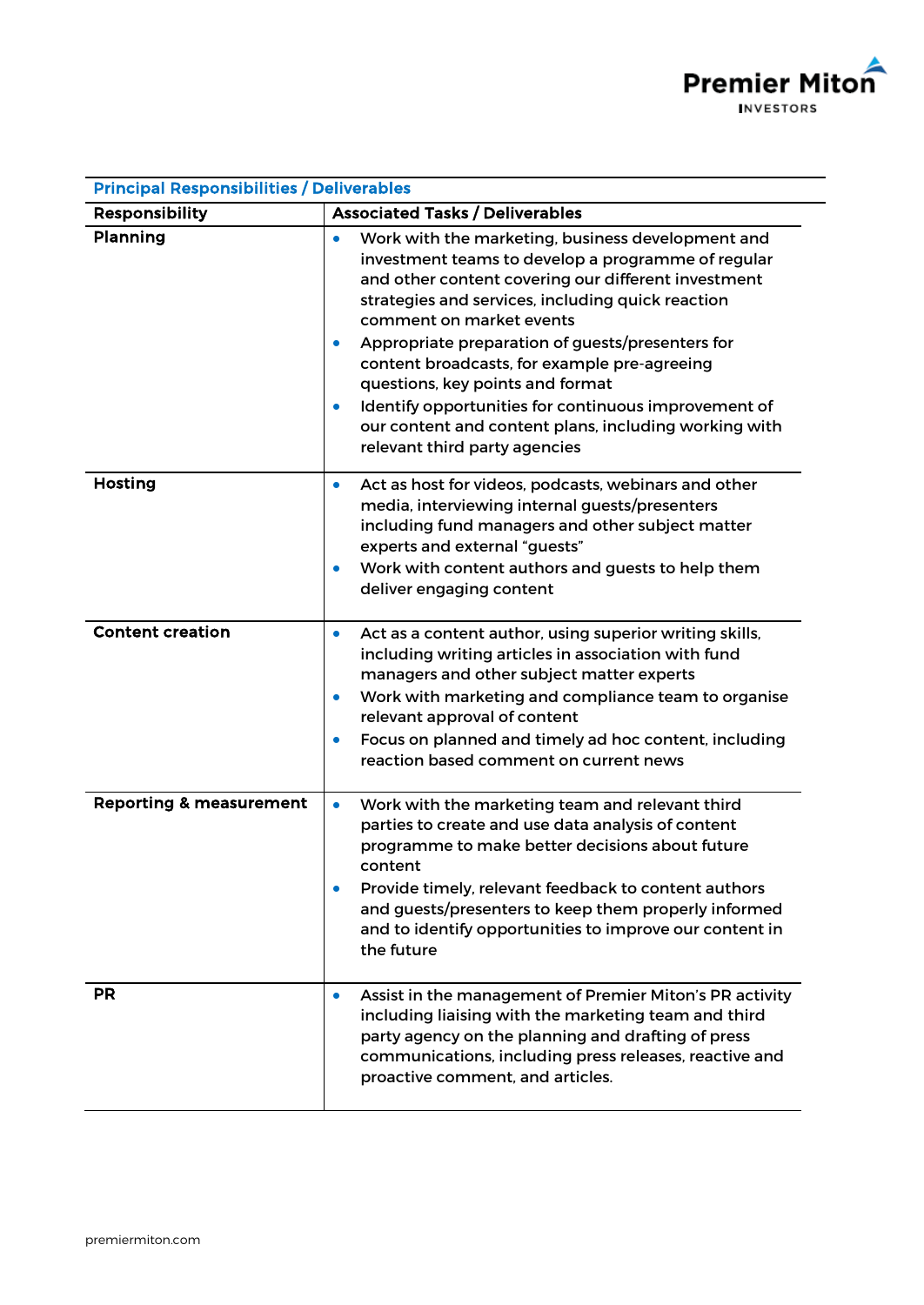## Principal Responsibilities / Deliverables

| Responsibility | Associated Tasks / Deliverables |
| --- | --- |
| **Planning** | • Work with the marketing, business development and investment teams to develop a programme of regular and other content covering our different investment strategies and services, including quick reaction comment on market events<br>• Appropriate preparation of guests/presenters for content broadcasts, for example pre-agreeing questions, key points and format<br>• Identify opportunities for continuous improvement of our content and content plans, including working with relevant third party agencies |
| **Hosting** | • Act as host for videos, podcasts, webinars and other media, interviewing internal guests/presenters including fund managers and other subject matter experts and external "guests"<br>• Work with content authors and guests to help them deliver engaging content |
| **Content creation** | • Act as a content author, using superior writing skills, including writing articles in association with fund managers and other subject matter experts<br>• Work with marketing and compliance team to organise relevant approval of content<br>• Focus on planned and timely ad hoc content, including reaction based comment on current news |
| **Reporting & measurement** | • Work with the marketing team and relevant third parties to create and use data analysis of content programme to make better decisions about future content<br>• Provide timely, relevant feedback to content authors and guests/presenters to keep them properly informed and to identify opportunities to improve our content in the future |
| **PR** | • Assist in the management of Premier Miton's PR activity including liaising with the marketing team and third party agency on the planning and drafting of press communications, including press releases, reactive and proactive comment, and articles. |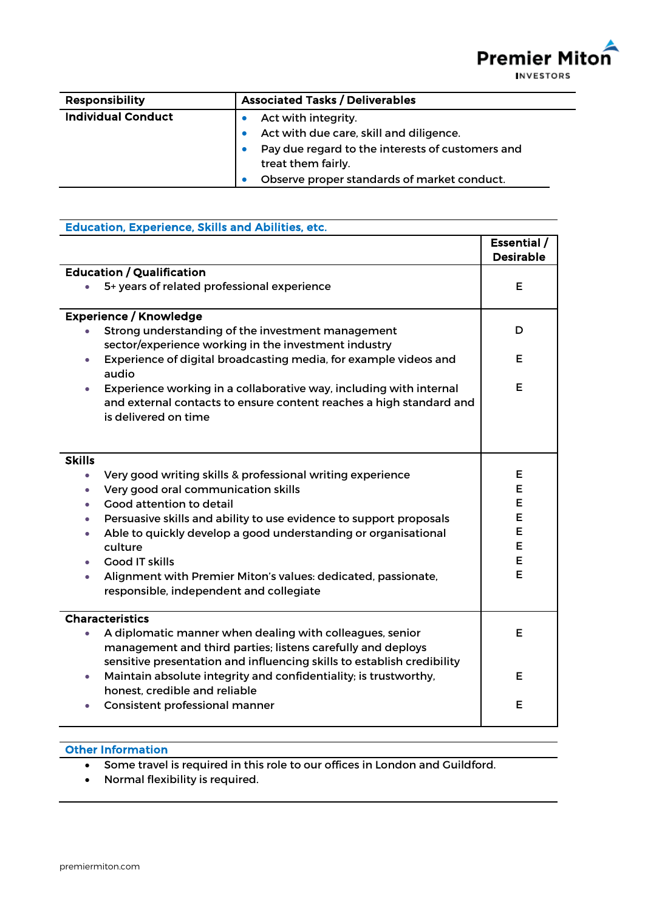| Responsibility | Associated Tasks / Deliverables |
|---|---|
| **Individual Conduct** | • Act with integrity.<br>• Act with due care, skill and diligence.<br>• Pay due regard to the interests of customers and treat them fairly.<br>• Observe proper standards of market conduct. |

## Education, Experience, Skills and Abilities, etc.

| | Essential / Desirable |
|---|---|
| **Education / Qualification** | |
| • 5+ years of related professional experience | E |
| **Experience / Knowledge** | |
| • Strong understanding of the investment management sector/experience working in the investment industry | D |
| • Experience of digital broadcasting media, for example videos and audio | E |
| • Experience working in a collaborative way, including with internal and external contacts to ensure content reaches a high standard and is delivered on time | E |
| **Skills** | |
| • Very good writing skills & professional writing experience | E |
| • Very good oral communication skills | E |
| • Good attention to detail | E |
| • Persuasive skills and ability to use evidence to support proposals | E |
| • Able to quickly develop a good understanding or organisational culture | E |
| • Good IT skills | E |
| • Alignment with Premier Miton's values: dedicated, passionate, responsible, independent and collegiate | E |
| | E |
| **Characteristics** | |
| • A diplomatic manner when dealing with colleagues, senior management and third parties; listens carefully and deploys sensitive presentation and influencing skills to establish credibility | E |
| • Maintain absolute integrity and confidentiality; is trustworthy, honest, credible and reliable | E |
| • Consistent professional manner | E |

## Other Information

- Some travel is required in this role to our offices in London and Guildford.
- Normal flexibility is required.